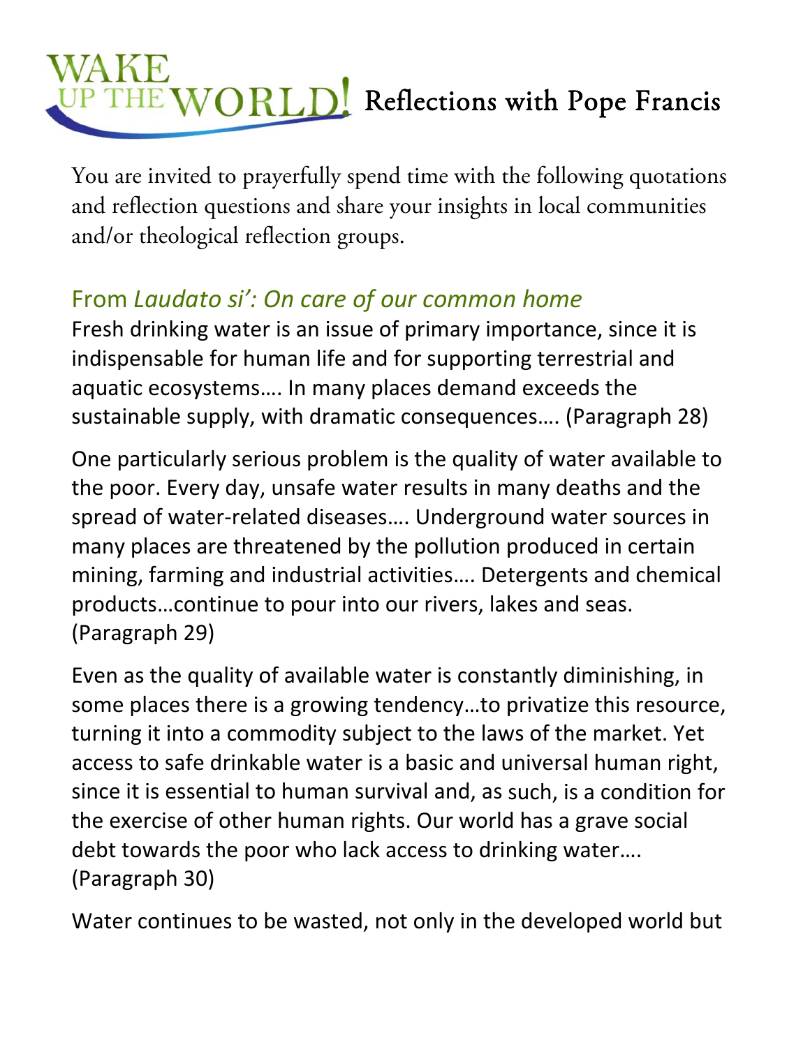# WAKE UP THE WORLD! Reflections with Pope Francis

You are invited to prayerfully spend time with the following quotations and reflection questions and share your insights in local communities and/or theological reflection groups.

## From *Laudato si': On care of our common home*

Fresh drinking water is an issue of primary importance, since it is indispensable for human life and for supporting terrestrial and aquatic ecosystems…. In many places demand exceeds the sustainable supply, with dramatic consequences…. (Paragraph 28)

One particularly serious problem is the quality of water available to the poor. Every day, unsafe water results in many deaths and the spread of water-related diseases…. Underground water sources in many places are threatened by the pollution produced in certain mining, farming and industrial activities…. Detergents and chemical products…continue to pour into our rivers, lakes and seas. (Paragraph 29)

Even as the quality of available water is constantly diminishing, in some places there is a growing tendency…to privatize this resource, turning it into a commodity subject to the laws of the market. Yet access to safe drinkable water is a basic and universal human right, since it is essential to human survival and, as such, is a condition for the exercise of other human rights. Our world has a grave social debt towards the poor who lack access to drinking water…. (Paragraph 30)

Water continues to be wasted, not only in the developed world but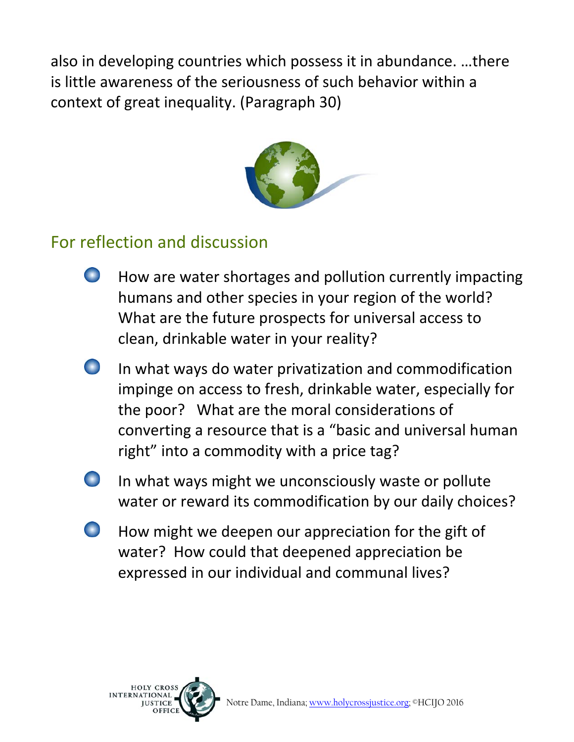also in developing countries which possess it in abundance. …there is little awareness of the seriousness of such behavior within a context of great inequality. (Paragraph 30)

## For reflection and discussion

- How are water shortages and pollution currently impacting humans and other species in your region of the world? What are the future prospects for universal access to clean, drinkable water in your reality?
- In what ways do water privatization and commodification impinge on access to fresh, drinkable water, especially for the poor? What are the moral considerations of converting a resource that is a "basic and universal human right" into a commodity with a price tag?
- In what ways might we unconsciously waste or pollute water or reward its commodification by our daily choices?
- How might we deepen our appreciation for the gift of water? How could that deepened appreciation be expressed in our individual and communal lives?

HOLY CROSS INTERNATIONAL JUSTICE OFFICE Notre Dame, Indiana; www.holycrossjustice.org; ©HCIJO 2016